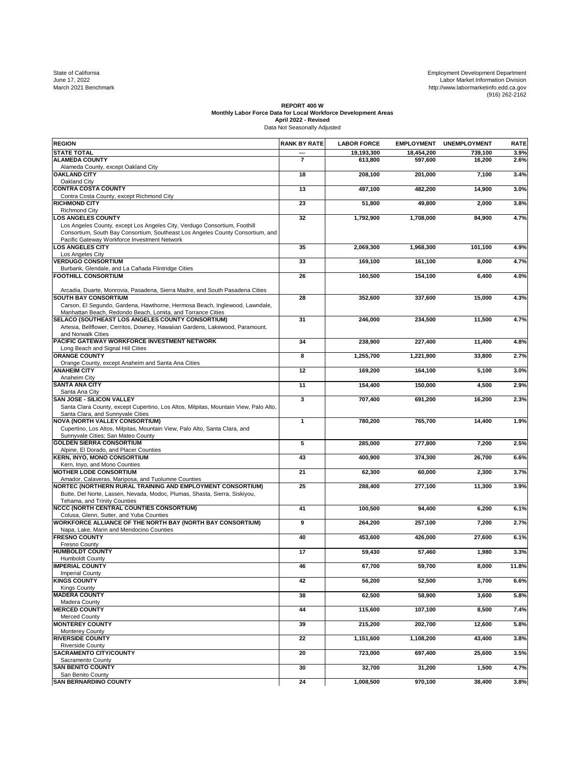State of California
June 17, 2022
March 2021 Benchmark

Employment Development Department
Labor Market Information Division
http://www.labormarketinfo.edd.ca.gov
(916) 262-2162

**REPORT 400 W**
**Monthly Labor Force Data for Local Workforce Development Areas**
**April 2022 - Revised**
Data Not Seasonally Adjusted

| REGION | RANK BY RATE | LABOR FORCE | EMPLOYMENT | UNEMPLOYMENT | RATE |
|---|---|---|---|---|---|
| **STATE TOTAL** | --- | 19,193,300 | 18,454,200 | 739,100 | 3.9% |
| **ALAMEDA COUNTY**<br>Alameda County, except Oakland City | 7 | 613,800 | 597,600 | 16,200 | 2.6% |
| **OAKLAND CITY**<br>Oakland City | 18 | 208,100 | 201,000 | 7,100 | 3.4% |
| **CONTRA COSTA COUNTY**<br>Contra Costa County, except Richmond City | 13 | 497,100 | 482,200 | 14,900 | 3.0% |
| **RICHMOND CITY**<br>Richmond City | 23 | 51,800 | 49,800 | 2,000 | 3.8% |
| **LOS ANGELES COUNTY**<br>Los Angeles County, except Los Angeles City, Verdugo Consortium, Foothill Consortium, South Bay Consortium, Southeast Los Angeles County Consortium, and Pacific Gateway Workforce Investment Network | 32 | 1,792,900 | 1,708,000 | 84,900 | 4.7% |
| **LOS ANGELES CITY**<br>Los Angeles City | 35 | 2,069,300 | 1,968,300 | 101,100 | 4.9% |
| **VERDUGO CONSORTIUM**<br>Burbank, Glendale, and La Cañada Flintridge Cities | 33 | 169,100 | 161,100 | 8,000 | 4.7% |
| **FOOTHILL CONSORTIUM**<br>Arcadia, Duarte, Monrovia, Pasadena, Sierra Madre, and South Pasadena Cities | 26 | 160,500 | 154,100 | 6,400 | 4.0% |
| **SOUTH BAY CONSORTIUM**<br>Carson, El Segundo, Gardena, Hawthorne, Hermosa Beach, Inglewood, Lawndale, Manhattan Beach, Redondo Beach, Lomita, and Torrance Cities | 28 | 352,600 | 337,600 | 15,000 | 4.3% |
| **SELACO (SOUTHEAST LOS ANGELES COUNTY CONSORTIUM)**<br>Artesia, Bellflower, Cerritos, Downey, Hawaiian Gardens, Lakewood, Paramount, and Norwalk Cities | 31 | 246,000 | 234,500 | 11,500 | 4.7% |
| **PACIFIC GATEWAY WORKFORCE INVESTMENT NETWORK**<br>Long Beach and Signal Hill Cities | 34 | 238,900 | 227,400 | 11,400 | 4.8% |
| **ORANGE COUNTY**<br>Orange County, except Anaheim and Santa Ana Cities | 8 | 1,255,700 | 1,221,900 | 33,800 | 2.7% |
| **ANAHEIM CITY**<br>Anaheim City | 12 | 169,200 | 164,100 | 5,100 | 3.0% |
| **SANTA ANA CITY**<br>Santa Ana City | 11 | 154,400 | 150,000 | 4,500 | 2.9% |
| **SAN JOSE - SILICON VALLEY**<br>Santa Clara County, except Cupertino, Los Altos, Milpitas, Mountain View, Palo Alto, Santa Clara, and Sunnyvale Cities | 3 | 707,400 | 691,200 | 16,200 | 2.3% |
| **NOVA (NORTH VALLEY CONSORTIUM)**<br>Cupertino, Los Altos, Milpitas, Mountain View, Palo Alto, Santa Clara, and Sunnyvale Cities; San Mateo County | 1 | 780,200 | 765,700 | 14,400 | 1.9% |
| **GOLDEN SIERRA CONSORTIUM**<br>Alpine, El Dorado, and Placer Counties | 5 | 285,000 | 277,800 | 7,200 | 2.5% |
| **KERN, INYO, MONO CONSORTIUM**<br>Kern, Inyo, and Mono Counties | 43 | 400,900 | 374,300 | 26,700 | 6.6% |
| **MOTHER LODE CONSORTIUM**<br>Amador, Calaveras, Mariposa, and Tuolumne Counties | 21 | 62,300 | 60,000 | 2,300 | 3.7% |
| **NORTEC (NORTHERN RURAL TRAINING AND EMPLOYMENT CONSORTIUM)**<br>Butte, Del Norte, Lassen, Nevada, Modoc, Plumas, Shasta, Sierra, Siskiyou, Tehama, and Trinity Counties | 25 | 288,400 | 277,100 | 11,300 | 3.9% |
| **NCCC (NORTH CENTRAL COUNTIES CONSORTIUM)**<br>Colusa, Glenn, Sutter, and Yuba Counties | 41 | 100,500 | 94,400 | 6,200 | 6.1% |
| **WORKFORCE ALLIANCE OF THE NORTH BAY (NORTH BAY CONSORTIUM)**<br>Napa, Lake, Marin and Mendocino Counties | 9 | 264,200 | 257,100 | 7,200 | 2.7% |
| **FRESNO COUNTY**<br>Fresno County | 40 | 453,600 | 426,000 | 27,600 | 6.1% |
| **HUMBOLDT COUNTY**<br>Humboldt County | 17 | 59,430 | 57,460 | 1,980 | 3.3% |
| **IMPERIAL COUNTY**<br>Imperial County | 46 | 67,700 | 59,700 | 8,000 | 11.8% |
| **KINGS COUNTY**<br>Kings County | 42 | 56,200 | 52,500 | 3,700 | 6.6% |
| **MADERA COUNTY**<br>Madera County | 38 | 62,500 | 58,900 | 3,600 | 5.8% |
| **MERCED COUNTY**<br>Merced County | 44 | 115,600 | 107,100 | 8,500 | 7.4% |
| **MONTEREY COUNTY**<br>Monterey County | 39 | 215,200 | 202,700 | 12,600 | 5.8% |
| **RIVERSIDE COUNTY**<br>Riverside County | 22 | 1,151,600 | 1,108,200 | 43,400 | 3.8% |
| **SACRAMENTO CITY/COUNTY**<br>Sacramento County | 20 | 723,000 | 697,400 | 25,600 | 3.5% |
| **SAN BENITO COUNTY**<br>San Benito County | 30 | 32,700 | 31,200 | 1,500 | 4.7% |
| **SAN BERNARDINO COUNTY** | 24 | 1,008,500 | 970,100 | 38,400 | 3.8% |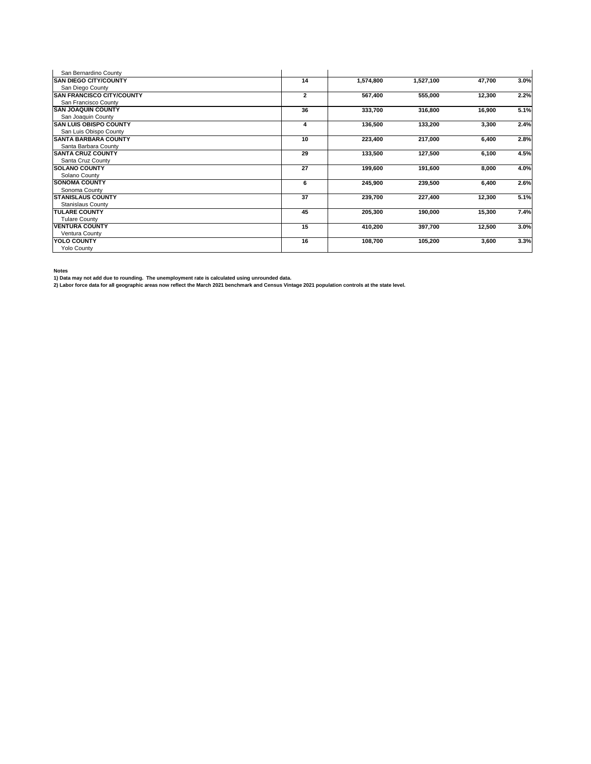| | | | | | |
|---|---|---|---|---|---|
| San Bernardino County | | | | | |
| **SAN DIEGO CITY/COUNTY** | **14** | **1,574,800** | **1,527,100** | **47,700** | **3.0%** |
| San Diego County | | | | | |
| **SAN FRANCISCO CITY/COUNTY** | **2** | **567,400** | **555,000** | **12,300** | **2.2%** |
| San Francisco County | | | | | |
| **SAN JOAQUIN COUNTY** | **36** | **333,700** | **316,800** | **16,900** | **5.1%** |
| San Joaquin County | | | | | |
| **SAN LUIS OBISPO COUNTY** | **4** | **136,500** | **133,200** | **3,300** | **2.4%** |
| San Luis Obispo County | | | | | |
| **SANTA BARBARA COUNTY** | **10** | **223,400** | **217,000** | **6,400** | **2.8%** |
| Santa Barbara County | | | | | |
| **SANTA CRUZ COUNTY** | **29** | **133,500** | **127,500** | **6,100** | **4.5%** |
| Santa Cruz County | | | | | |
| **SOLANO COUNTY** | **27** | **199,600** | **191,600** | **8,000** | **4.0%** |
| Solano County | | | | | |
| **SONOMA COUNTY** | **6** | **245,900** | **239,500** | **6,400** | **2.6%** |
| Sonoma County | | | | | |
| **STANISLAUS COUNTY** | **37** | **239,700** | **227,400** | **12,300** | **5.1%** |
| Stanislaus County | | | | | |
| **TULARE COUNTY** | **45** | **205,300** | **190,000** | **15,300** | **7.4%** |
| Tulare County | | | | | |
| **VENTURA COUNTY** | **15** | **410,200** | **397,700** | **12,500** | **3.0%** |
| Ventura County | | | | | |
| **YOLO COUNTY** | **16** | **108,700** | **105,200** | **3,600** | **3.3%** |
| Yolo County | | | | | |

**Notes**

**1) Data may not add due to rounding. The unemployment rate is calculated using unrounded data.**

**2) Labor force data for all geographic areas now reflect the March 2021 benchmark and Census Vintage 2021 population controls at the state level.**